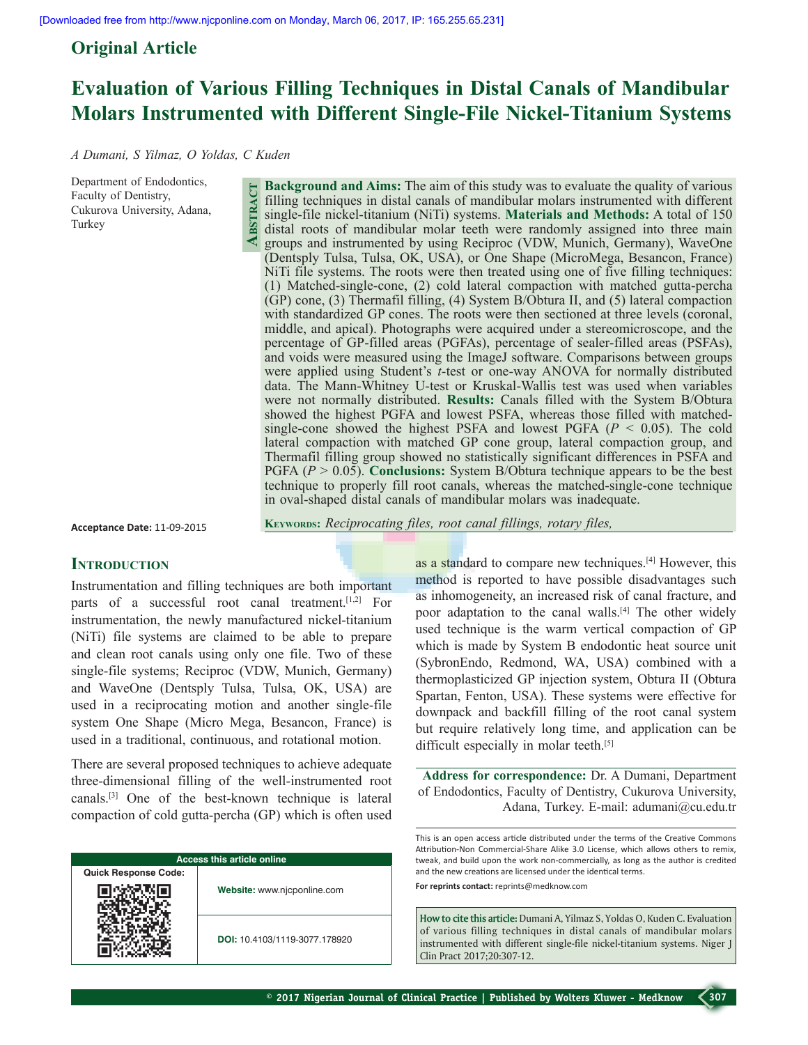Original Article

# Evaluation of Various Filling Techniques in Distal Canals of Mandibular Molars Instrumented with Different Single-File Nickel-Titanium Systems

*A Dumani, S Yilmaz, O Yoldas, C Kuden*

Department of Endodontics, Faculty of Dentistry, Cukurova University, Adana, Turkey

## Abstract

**Background and Aims:** The aim of this study was to evaluate the quality of various filling techniques in distal canals of mandibular molars instrumented with different single-file nickel-titanium (NiTi) systems. **Materials and Methods:** A total of 150 distal roots of mandibular molar teeth were randomly assigned into three main groups and instrumented by using Reciproc (VDW, Munich, Germany), WaveOne (Dentsply Tulsa, Tulsa, OK, USA), or One Shape (MicroMega, Besancon, France) NiTi file systems. The roots were then treated using one of five filling techniques: (1) Matched-single-cone, (2) cold lateral compaction with matched gutta-percha (GP) cone, (3) Thermafil filling, (4) System B/Obtura II, and (5) lateral compaction with standardized GP cones. The roots were then sectioned at three levels (coronal, middle, and apical). Photographs were acquired under a stereomicroscope, and the percentage of GP-filled areas (PGFAs), percentage of sealer-filled areas (PSFAs), and voids were measured using the ImageJ software. Comparisons between groups were applied using Student's *t*-test or one-way ANOVA for normally distributed data. The Mann-Whitney U-test or Kruskal-Wallis test was used when variables were not normally distributed. **Results:** Canals filled with the System B/Obtura showed the highest PGFA and lowest PSFA, whereas those filled with matched-single-cone showed the highest PSFA and lowest PGFA ($P < 0.05$). The cold lateral compaction with matched GP cone group, lateral compaction group, and Thermafil filling group showed no statistically significant differences in PSFA and PGFA ($P > 0.05$). **Conclusions:** System B/Obtura technique appears to be the best technique to properly fill root canals, whereas the matched-single-cone technique in oval-shaped distal canals of mandibular molars was inadequate.

**Keywords:** *Reciprocating files, root canal fillings, rotary files,*

**Acceptance Date:** 11-09-2015

## Introduction

Instrumentation and filling techniques are both important parts of a successful root canal treatment.[1,2] For instrumentation, the newly manufactured nickel-titanium (NiTi) file systems are claimed to be able to prepare and clean root canals using only one file. Two of these single-file systems; Reciproc (VDW, Munich, Germany) and WaveOne (Dentsply Tulsa, Tulsa, OK, USA) are used in a reciprocating motion and another single-file system One Shape (Micro Mega, Besancon, France) is used in a traditional, continuous, and rotational motion.

There are several proposed techniques to achieve adequate three-dimensional filling of the well-instrumented root canals.[3] One of the best-known technique is lateral compaction of cold gutta-percha (GP) which is often used as a standard to compare new techniques.[4] However, this method is reported to have possible disadvantages such as inhomogeneity, an increased risk of canal fracture, and poor adaptation to the canal walls.[4] The other widely used technique is the warm vertical compaction of GP which is made by System B endodontic heat source unit (SybronEndo, Redmond, WA, USA) combined with a thermoplasticized GP injection system, Obtura II (Obtura Spartan, Fenton, USA). These systems were effective for downpack and backfill filling of the root canal system but require relatively long time, and application can be difficult especially in molar teeth.[5]

**Address for correspondence:** Dr. A Dumani, Department of Endodontics, Faculty of Dentistry, Cukurova University, Adana, Turkey. E-mail: adumani@cu.edu.tr

| Access this article online | |
|---|---|
| Quick Response Code: | Website: www.njcponline.com |
| | DOI: 10.4103/1119-3077.178920 |

This is an open access article distributed under the terms of the Creative Commons Attribution-Non Commercial-Share Alike 3.0 License, which allows others to remix, tweak, and build upon the work non-commercially, as long as the author is credited and the new creations are licensed under the identical terms.

**For reprints contact:** reprints@medknow.com

**How to cite this article:** Dumani A, Yilmaz S, Yoldas O, Kuden C. Evaluation of various filling techniques in distal canals of mandibular molars instrumented with different single-file nickel-titanium systems. Niger J Clin Pract 2017;20:307-12.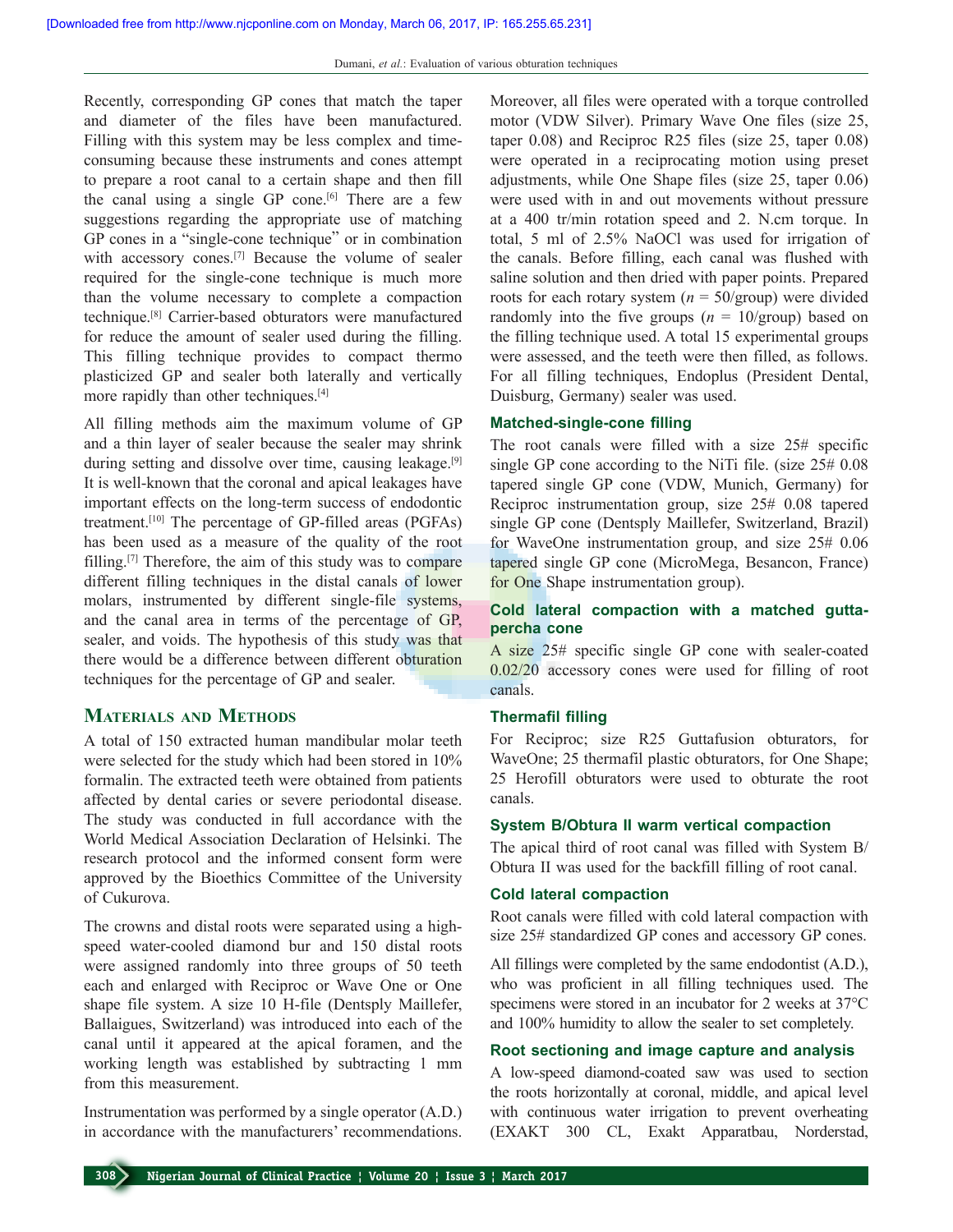Recently, corresponding GP cones that match the taper and diameter of the files have been manufactured. Filling with this system may be less complex and time-consuming because these instruments and cones attempt to prepare a root canal to a certain shape and then fill the canal using a single GP cone.[6] There are a few suggestions regarding the appropriate use of matching GP cones in a "single-cone technique" or in combination with accessory cones.[7] Because the volume of sealer required for the single-cone technique is much more than the volume necessary to complete a compaction technique.[8] Carrier-based obturators were manufactured for reduce the amount of sealer used during the filling. This filling technique provides to compact thermo plasticized GP and sealer both laterally and vertically more rapidly than other techniques.[4]

All filling methods aim the maximum volume of GP and a thin layer of sealer because the sealer may shrink during setting and dissolve over time, causing leakage.[9] It is well-known that the coronal and apical leakages have important effects on the long-term success of endodontic treatment.[10] The percentage of GP-filled areas (PGFAs) has been used as a measure of the quality of the root filling.[7] Therefore, the aim of this study was to compare different filling techniques in the distal canals of lower molars, instrumented by different single-file systems, and the canal area in terms of the percentage of GP, sealer, and voids. The hypothesis of this study was that there would be a difference between different obturation techniques for the percentage of GP and sealer.

## Materials and Methods

A total of 150 extracted human mandibular molar teeth were selected for the study which had been stored in 10% formalin. The extracted teeth were obtained from patients affected by dental caries or severe periodontal disease. The study was conducted in full accordance with the World Medical Association Declaration of Helsinki. The research protocol and the informed consent form were approved by the Bioethics Committee of the University of Cukurova.

The crowns and distal roots were separated using a high-speed water-cooled diamond bur and 150 distal roots were assigned randomly into three groups of 50 teeth each and enlarged with Reciproc or Wave One or One shape file system. A size 10 H-file (Dentsply Maillefer, Ballaigues, Switzerland) was introduced into each of the canal until it appeared at the apical foramen, and the working length was established by subtracting 1 mm from this measurement.

Instrumentation was performed by a single operator (A.D.) in accordance with the manufacturers' recommendations. Moreover, all files were operated with a torque controlled motor (VDW Silver). Primary Wave One files (size 25, taper 0.08) and Reciproc R25 files (size 25, taper 0.08) were operated in a reciprocating motion using preset adjustments, while One Shape files (size 25, taper 0.06) were used with in and out movements without pressure at a 400 tr/min rotation speed and 2. N.cm torque. In total, 5 ml of 2.5% NaOCl was used for irrigation of the canals. Before filling, each canal was flushed with saline solution and then dried with paper points. Prepared roots for each rotary system ($n$ = 50/group) were divided randomly into the five groups ($n$ = 10/group) based on the filling technique used. A total 15 experimental groups were assessed, and the teeth were then filled, as follows. For all filling techniques, Endoplus (President Dental, Duisburg, Germany) sealer was used.

### Matched-single-cone filling

The root canals were filled with a size 25# specific single GP cone according to the NiTi file. (size 25# 0.08 tapered single GP cone (VDW, Munich, Germany) for Reciproc instrumentation group, size 25# 0.08 tapered single GP cone (Dentsply Maillefer, Switzerland, Brazil) for WaveOne instrumentation group, and size 25# 0.06 tapered single GP cone (MicroMega, Besancon, France) for One Shape instrumentation group).

### Cold lateral compaction with a matched gutta-percha cone

A size 25# specific single GP cone with sealer-coated 0.02/20 accessory cones were used for filling of root canals.

### Thermafil filling

For Reciproc; size R25 Guttafusion obturators, for WaveOne; 25 thermafil plastic obturators, for One Shape; 25 Herofill obturators were used to obturate the root canals.

### System B/Obtura II warm vertical compaction

The apical third of root canal was filled with System B/ Obtura II was used for the backfill filling of root canal.

### Cold lateral compaction

Root canals were filled with cold lateral compaction with size 25# standardized GP cones and accessory GP cones.

All fillings were completed by the same endodontist (A.D.), who was proficient in all filling techniques used. The specimens were stored in an incubator for 2 weeks at 37°C and 100% humidity to allow the sealer to set completely.

### Root sectioning and image capture and analysis

A low-speed diamond-coated saw was used to section the roots horizontally at coronal, middle, and apical level with continuous water irrigation to prevent overheating (EXAKT 300 CL, Exakt Apparatbau, Norderstad,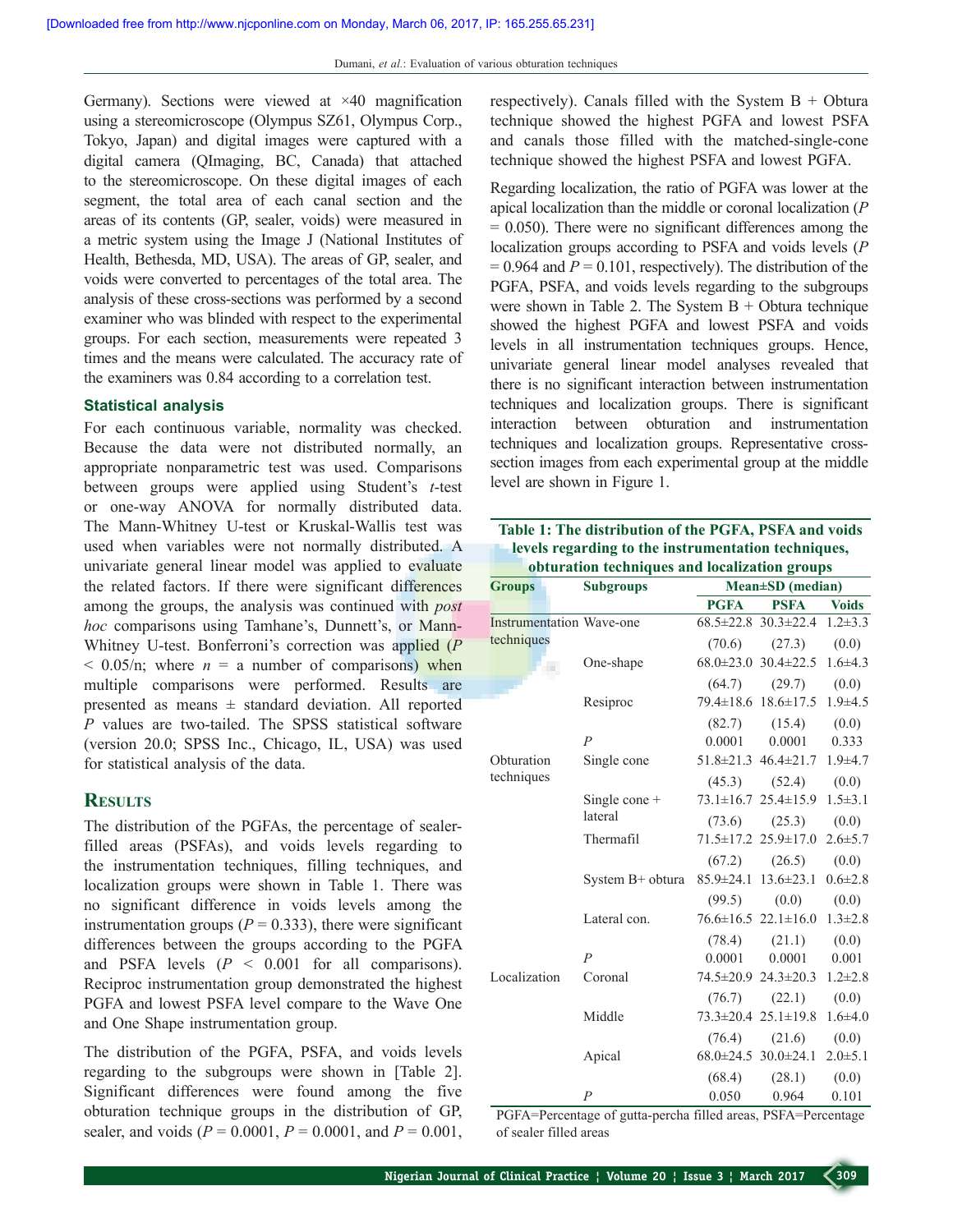Germany). Sections were viewed at ×40 magnification using a stereomicroscope (Olympus SZ61, Olympus Corp., Tokyo, Japan) and digital images were captured with a digital camera (QImaging, BC, Canada) that attached to the stereomicroscope. On these digital images of each segment, the total area of each canal section and the areas of its contents (GP, sealer, voids) were measured in a metric system using the Image J (National Institutes of Health, Bethesda, MD, USA). The areas of GP, sealer, and voids were converted to percentages of the total area. The analysis of these cross-sections was performed by a second examiner who was blinded with respect to the experimental groups. For each section, measurements were repeated 3 times and the means were calculated. The accuracy rate of the examiners was 0.84 according to a correlation test.

### Statistical analysis

For each continuous variable, normality was checked. Because the data were not distributed normally, an appropriate nonparametric test was used. Comparisons between groups were applied using Student's *t*-test or one-way ANOVA for normally distributed data. The Mann-Whitney U-test or Kruskal-Wallis test was used when variables were not normally distributed. A univariate general linear model was applied to evaluate the related factors. If there were significant differences among the groups, the analysis was continued with *post hoc* comparisons using Tamhane's, Dunnett's, or Mann-Whitney U-test. Bonferroni's correction was applied ($P < 0.05/n$; where $n$ = a number of comparisons) when multiple comparisons were performed. Results are presented as means ± standard deviation. All reported *P* values are two-tailed. The SPSS statistical software (version 20.0; SPSS Inc., Chicago, IL, USA) was used for statistical analysis of the data.

## Results

The distribution of the PGFAs, the percentage of sealer-filled areas (PSFAs), and voids levels regarding to the instrumentation techniques, filling techniques, and localization groups were shown in Table 1. There was no significant difference in voids levels among the instrumentation groups ($P = 0.333$), there were significant differences between the groups according to the PGFA and PSFA levels ($P < 0.001$ for all comparisons). Reciproc instrumentation group demonstrated the highest PGFA and lowest PSFA level compare to the Wave One and One Shape instrumentation group.

The distribution of the PGFA, PSFA, and voids levels regarding to the subgroups were shown in [Table 2]. Significant differences were found among the five obturation technique groups in the distribution of GP, sealer, and voids ($P = 0.0001$, $P = 0.0001$, and $P = 0.001$, respectively). Canals filled with the System B + Obtura technique showed the highest PGFA and lowest PSFA and canals those filled with the matched-single-cone technique showed the highest PSFA and lowest PGFA.

Regarding localization, the ratio of PGFA was lower at the apical localization than the middle or coronal localization ($P = 0.050$). There were no significant differences among the localization groups according to PSFA and voids levels ($P = 0.964$ and $P = 0.101$, respectively). The distribution of the PGFA, PSFA, and voids levels regarding to the subgroups were shown in Table 2. The System B + Obtura technique showed the highest PGFA and lowest PSFA and voids levels in all instrumentation techniques groups. Hence, univariate general linear model analyses revealed that there is no significant interaction between instrumentation techniques and localization groups. There is significant interaction between obturation and instrumentation techniques and localization groups. Representative cross-section images from each experimental group at the middle level are shown in Figure 1.

**Table 1: The distribution of the PGFA, PSFA and voids levels regarding to the instrumentation techniques, obturation techniques and localization groups**

| Groups | Subgroups | Mean±SD (median) | | |
|---|---|---|---|---|
| | | PGFA | PSFA | Voids |
| Instrumentation techniques | Wave-one | 68.5±22.8 (70.6) | 30.3±22.4 (27.3) | 1.2±3.3 (0.0) |
| | One-shape | 68.0±23.0 (64.7) | 30.4±22.5 (29.7) | 1.6±4.3 (0.0) |
| | Resiproc | 79.4±18.6 (82.7) | 18.6±17.5 (15.4) | 1.9±4.5 (0.0) |
| | *P* | 0.0001 | 0.0001 | 0.333 |
| Obturation techniques | Single cone | 51.8±21.3 (45.3) | 46.4±21.7 (52.4) | 1.9±4.7 (0.0) |
| | Single cone + lateral | 73.1±16.7 (73.6) | 25.4±15.9 (25.3) | 1.5±3.1 (0.0) |
| | Thermafil | 71.5±17.2 (67.2) | 25.9±17.0 (26.5) | 2.6±5.7 (0.0) |
| | System B+ obtura | 85.9±24.1 (99.5) | 13.6±23.1 (0.0) | 0.6±2.8 (0.0) |
| | Lateral con. | 76.6±16.5 (78.4) | 22.1±16.0 (21.1) | 1.3±2.8 (0.0) |
| | *P* | 0.0001 | 0.0001 | 0.001 |
| Localization | Coronal | 74.5±20.9 (76.7) | 24.3±20.3 (22.1) | 1.2±2.8 (0.0) |
| | Middle | 73.3±20.4 (76.4) | 25.1±19.8 (21.6) | 1.6±4.0 (0.0) |
| | Apical | 68.0±24.5 (68.4) | 30.0±24.1 (28.1) | 2.0±5.1 (0.0) |
| | *P* | 0.050 | 0.964 | 0.101 |

PGFA=Percentage of gutta-percha filled areas, PSFA=Percentage of sealer filled areas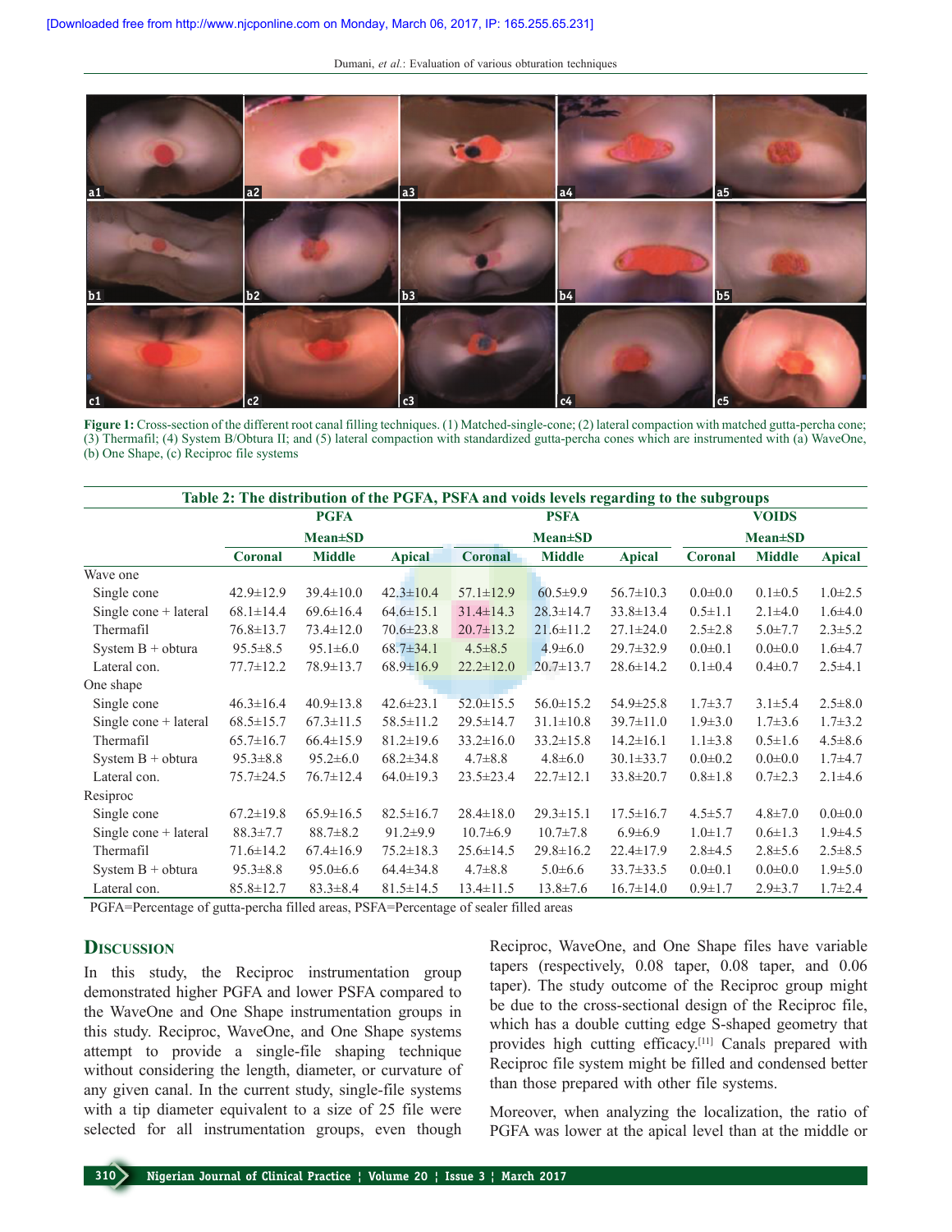Figure 1: Cross-section of the different root canal filling techniques. (1) Matched-single-cone; (2) lateral compaction with matched gutta-percha cone; (3) Thermafil; (4) System B/Obtura II; and (5) lateral compaction with standardized gutta-percha cones which are instrumented with (a) WaveOne, (b) One Shape, (c) Reciproc file systems

**Table 2: The distribution of the PGFA, PSFA and voids levels regarding to the subgroups**

| | PGFA Mean±SD | | | PSFA Mean±SD | | | VOIDS Mean±SD | | |
|---|---|---|---|---|---|---|---|---|---|
| | Coronal | Middle | Apical | Coronal | Middle | Apical | Coronal | Middle | Apical |
| Wave one | | | | | | | | | |
| Single cone | 42.9±12.9 | 39.4±10.0 | 42.3±10.4 | 57.1±12.9 | 60.5±9.9 | 56.7±10.3 | 0.0±0.0 | 0.1±0.5 | 1.0±2.5 |
| Single cone + lateral | 68.1±14.4 | 69.6±16.4 | 64.6±15.1 | 31.4±14.3 | 28.3±14.7 | 33.8±13.4 | 0.5±1.1 | 2.1±4.0 | 1.6±4.0 |
| Thermafil | 76.8±13.7 | 73.4±12.0 | 70.6±23.8 | 20.7±13.2 | 21.6±11.2 | 27.1±24.0 | 2.5±2.8 | 5.0±7.7 | 2.3±5.2 |
| System B + obtura | 95.5±8.5 | 95.1±6.0 | 68.7±34.1 | 4.5±8.5 | 4.9±6.0 | 29.7±32.9 | 0.0±0.1 | 0.0±0.0 | 1.6±4.7 |
| Lateral con. | 77.7±12.2 | 78.9±13.7 | 68.9±16.9 | 22.2±12.0 | 20.7±13.7 | 28.6±14.2 | 0.1±0.4 | 0.4±0.7 | 2.5±4.1 |
| One shape | | | | | | | | | |
| Single cone | 46.3±16.4 | 40.9±13.8 | 42.6±23.1 | 52.0±15.5 | 56.0±15.2 | 54.9±25.8 | 1.7±3.7 | 3.1±5.4 | 2.5±8.0 |
| Single cone + lateral | 68.5±15.7 | 67.3±11.5 | 58.5±11.2 | 29.5±14.7 | 31.1±10.8 | 39.7±11.0 | 1.9±3.0 | 1.7±3.6 | 1.7±3.2 |
| Thermafil | 65.7±16.7 | 66.4±15.9 | 81.2±19.6 | 33.2±16.0 | 33.2±15.8 | 14.2±16.1 | 1.1±3.8 | 0.5±1.6 | 4.5±8.6 |
| System B + obtura | 95.3±8.8 | 95.2±6.0 | 68.2±34.8 | 4.7±8.8 | 4.8±6.0 | 30.1±33.7 | 0.0±0.2 | 0.0±0.0 | 1.7±4.7 |
| Lateral con. | 75.7±24.5 | 76.7±12.4 | 64.0±19.3 | 23.5±23.4 | 22.7±12.1 | 33.8±20.7 | 0.8±1.8 | 0.7±2.3 | 2.1±4.6 |
| Resiproc | | | | | | | | | |
| Single cone | 67.2±19.8 | 65.9±16.5 | 82.5±16.7 | 28.4±18.0 | 29.3±15.1 | 17.5±16.7 | 4.5±5.7 | 4.8±7.0 | 0.0±0.0 |
| Single cone + lateral | 88.3±7.7 | 88.7±8.2 | 91.2±9.9 | 10.7±6.9 | 10.7±7.8 | 6.9±6.9 | 1.0±1.7 | 0.6±1.3 | 1.9±4.5 |
| Thermafil | 71.6±14.2 | 67.4±16.9 | 75.2±18.3 | 25.6±14.5 | 29.8±16.2 | 22.4±17.9 | 2.8±4.5 | 2.8±5.6 | 2.5±8.5 |
| System B + obtura | 95.3±8.8 | 95.0±6.6 | 64.4±34.8 | 4.7±8.8 | 5.0±6.6 | 33.7±33.5 | 0.0±0.1 | 0.0±0.0 | 1.9±5.0 |
| Lateral con. | 85.8±12.7 | 83.3±8.4 | 81.5±14.5 | 13.4±11.5 | 13.8±7.6 | 16.7±14.0 | 0.9±1.7 | 2.9±3.7 | 1.7±2.4 |

PGFA=Percentage of gutta-percha filled areas, PSFA=Percentage of sealer filled areas

## Discussion

In this study, the Reciproc instrumentation group demonstrated higher PGFA and lower PSFA compared to the WaveOne and One Shape instrumentation groups in this study. Reciproc, WaveOne, and One Shape systems attempt to provide a single-file shaping technique without considering the length, diameter, or curvature of any given canal. In the current study, single-file systems with a tip diameter equivalent to a size of 25 file were selected for all instrumentation groups, even though Reciproc, WaveOne, and One Shape files have variable tapers (respectively, 0.08 taper, 0.08 taper, and 0.06 taper). The study outcome of the Reciproc group might be due to the cross-sectional design of the Reciproc file, which has a double cutting edge S-shaped geometry that provides high cutting efficacy.[11] Canals prepared with Reciproc file system might be filled and condensed better than those prepared with other file systems.

Moreover, when analyzing the localization, the ratio of PGFA was lower at the apical level than at the middle or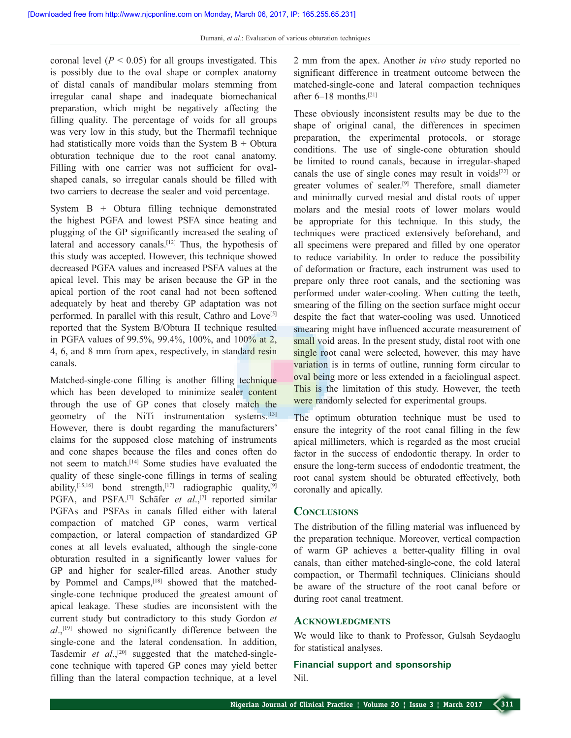coronal level ($P < 0.05$) for all groups investigated. This is possibly due to the oval shape or complex anatomy of distal canals of mandibular molars stemming from irregular canal shape and inadequate biomechanical preparation, which might be negatively affecting the filling quality. The percentage of voids for all groups was very low in this study, but the Thermafil technique had statistically more voids than the System B + Obtura obturation technique due to the root canal anatomy. Filling with one carrier was not sufficient for oval-shaped canals, so irregular canals should be filled with two carriers to decrease the sealer and void percentage.

System B + Obtura filling technique demonstrated the highest PGFA and lowest PSFA since heating and plugging of the GP significantly increased the sealing of lateral and accessory canals.[12] Thus, the hypothesis of this study was accepted. However, this technique showed decreased PGFA values and increased PSFA values at the apical level. This may be arisen because the GP in the apical portion of the root canal had not been softened adequately by heat and thereby GP adaptation was not performed. In parallel with this result, Cathro and Love[5] reported that the System B/Obtura II technique resulted in PGFA values of 99.5%, 99.4%, 100%, and 100% at 2, 4, 6, and 8 mm from apex, respectively, in standard resin canals.

Matched-single-cone filling is another filling technique which has been developed to minimize sealer content through the use of GP cones that closely match the geometry of the NiTi instrumentation systems.[13] However, there is doubt regarding the manufacturers' claims for the supposed close matching of instruments and cone shapes because the files and cones often do not seem to match.[14] Some studies have evaluated the quality of these single-cone fillings in terms of sealing ability,[15,16] bond strength,[17] radiographic quality,[9] PGFA, and PSFA.[7] Schäfer *et al.*,[7] reported similar PGFAs and PSFAs in canals filled either with lateral compaction of matched GP cones, warm vertical compaction, or lateral compaction of standardized GP cones at all levels evaluated, although the single-cone obturation resulted in a significantly lower values for GP and higher for sealer-filled areas. Another study by Pommel and Camps,[18] showed that the matched-single-cone technique produced the greatest amount of apical leakage. These studies are inconsistent with the current study but contradictory to this study Gordon *et al.*,[19] showed no significantly difference between the single-cone and the lateral condensation. In addition, Tasdemir *et al.*,[20] suggested that the matched-single-cone technique with tapered GP cones may yield better filling than the lateral compaction technique, at a level 2 mm from the apex. Another *in vivo* study reported no significant difference in treatment outcome between the matched-single-cone and lateral compaction techniques after 6–18 months.[21]

These obviously inconsistent results may be due to the shape of original canal, the differences in specimen preparation, the experimental protocols, or storage conditions. The use of single-cone obturation should be limited to round canals, because in irregular-shaped canals the use of single cones may result in voids[22] or greater volumes of sealer.[9] Therefore, small diameter and minimally curved mesial and distal roots of upper molars and the mesial roots of lower molars would be appropriate for this technique. In this study, the techniques were practiced extensively beforehand, and all specimens were prepared and filled by one operator to reduce variability. In order to reduce the possibility of deformation or fracture, each instrument was used to prepare only three root canals, and the sectioning was performed under water-cooling. When cutting the teeth, smearing of the filling on the section surface might occur despite the fact that water-cooling was used. Unnoticed smearing might have influenced accurate measurement of small void areas. In the present study, distal root with one single root canal were selected, however, this may have variation is in terms of outline, running form circular to oval being more or less extended in a faciolingual aspect. This is the limitation of this study. However, the teeth were randomly selected for experimental groups.

The optimum obturation technique must be used to ensure the integrity of the root canal filling in the few apical millimeters, which is regarded as the most crucial factor in the success of endodontic therapy. In order to ensure the long-term success of endodontic treatment, the root canal system should be obturated effectively, both coronally and apically.

## Conclusions

The distribution of the filling material was influenced by the preparation technique. Moreover, vertical compaction of warm GP achieves a better-quality filling in oval canals, than either matched-single-cone, the cold lateral compaction, or Thermafil techniques. Clinicians should be aware of the structure of the root canal before or during root canal treatment.

## Acknowledgments

We would like to thank to Professor, Gulsah Seydaoglu for statistical analyses.

### Financial support and sponsorship

Nil.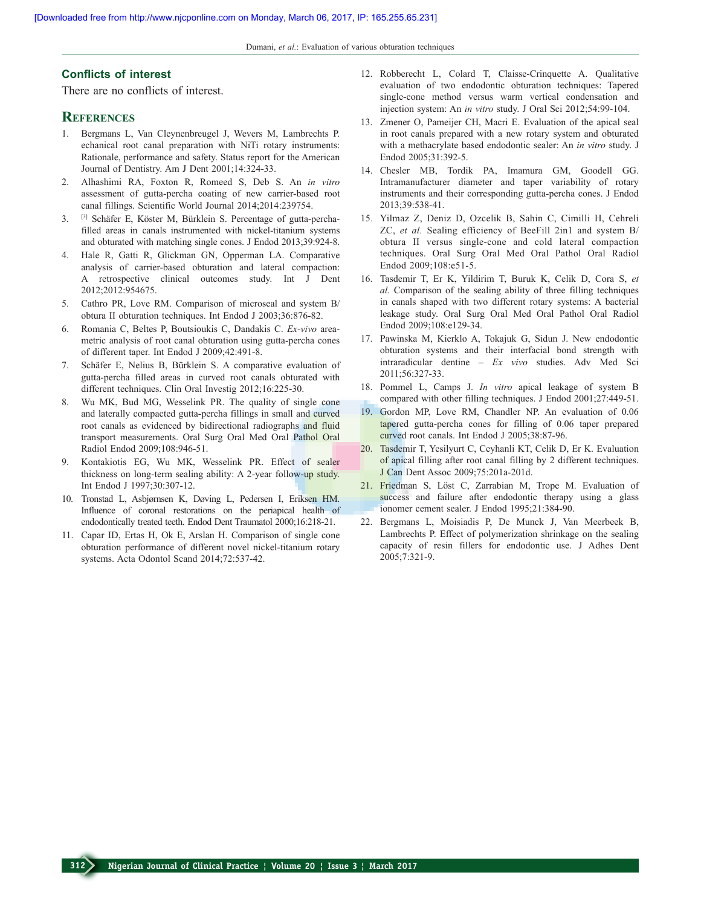## Conflicts of interest

There are no conflicts of interest.

## References

1. Bergmans L, Van Cleynenbreugel J, Wevers M, Lambrechts P. echanical root canal preparation with NiTi rotary instruments: Rationale, performance and safety. Status report for the American Journal of Dentistry. Am J Dent 2001;14:324-33.
2. Alhashimi RA, Foxton R, Romeed S, Deb S. An *in vitro* assessment of gutta-percha coating of new carrier-based root canal fillings. Scientific World Journal 2014;2014:239754.
3. [3] Schäfer E, Köster M, Bürklein S. Percentage of gutta-percha-filled areas in canals instrumented with nickel-titanium systems and obturated with matching single cones. J Endod 2013;39:924-8.
4. Hale R, Gatti R, Glickman GN, Opperman LA. Comparative analysis of carrier-based obturation and lateral compaction: A retrospective clinical outcomes study. Int J Dent 2012;2012:954675.
5. Cathro PR, Love RM. Comparison of microseal and system B/obtura II obturation techniques. Int Endod J 2003;36:876-82.
6. Romania C, Beltes P, Boutsioukis C, Dandakis C. *Ex-vivo* area-metric analysis of root canal obturation using gutta-percha cones of different taper. Int Endod J 2009;42:491-8.
7. Schäfer E, Nelius B, Bürklein S. A comparative evaluation of gutta-percha filled areas in curved root canals obturated with different techniques. Clin Oral Investig 2012;16:225-30.
8. Wu MK, Bud MG, Wesselink PR. The quality of single cone and laterally compacted gutta-percha fillings in small and curved root canals as evidenced by bidirectional radiographs and fluid transport measurements. Oral Surg Oral Med Oral Pathol Oral Radiol Endod 2009;108:946-51.
9. Kontakiotis EG, Wu MK, Wesselink PR. Effect of sealer thickness on long-term sealing ability: A 2-year follow-up study. Int Endod J 1997;30:307-12.
10. Tronstad L, Asbjørnsen K, Døving L, Pedersen I, Eriksen HM. Influence of coronal restorations on the periapical health of endodontically treated teeth. Endod Dent Traumatol 2000;16:218-21.
11. Capar ID, Ertas H, Ok E, Arslan H. Comparison of single cone obturation performance of different novel nickel-titanium rotary systems. Acta Odontol Scand 2014;72:537-42.
12. Robberecht L, Colard T, Claisse-Crinquette A. Qualitative evaluation of two endodontic obturation techniques: Tapered single-cone method versus warm vertical condensation and injection system: An *in vitro* study. J Oral Sci 2012;54:99-104.
13. Zmener O, Pameijer CH, Macri E. Evaluation of the apical seal in root canals prepared with a new rotary system and obturated with a methacrylate based endodontic sealer: An *in vitro* study. J Endod 2005;31:392-5.
14. Chesler MB, Tordik PA, Imamura GM, Goodell GG. Intramanufacturer diameter and taper variability of rotary instruments and their corresponding gutta-percha cones. J Endod 2013;39:538-41.
15. Yilmaz Z, Deniz D, Ozcelik B, Sahin C, Cimilli H, Cehreli ZC, *et al.* Sealing efficiency of BeeFill 2in1 and system B/obtura II versus single-cone and cold lateral compaction techniques. Oral Surg Oral Med Oral Pathol Oral Radiol Endod 2009;108:e51-5.
16. Tasdemir T, Er K, Yildirim T, Buruk K, Celik D, Cora S, *et al.* Comparison of the sealing ability of three filling techniques in canals shaped with two different rotary systems: A bacterial leakage study. Oral Surg Oral Med Oral Pathol Oral Radiol Endod 2009;108:e129-34.
17. Pawinska M, Kierklo A, Tokajuk G, Sidun J. New endodontic obturation systems and their interfacial bond strength with intraradicular dentine – *Ex vivo* studies. Adv Med Sci 2011;56:327-33.
18. Pommel L, Camps J. *In vitro* apical leakage of system B compared with other filling techniques. J Endod 2001;27:449-51.
19. Gordon MP, Love RM, Chandler NP. An evaluation of 0.06 tapered gutta-percha cones for filling of 0.06 taper prepared curved root canals. Int Endod J 2005;38:87-96.
20. Tasdemir T, Yesilyurt C, Ceyhanli KT, Celik D, Er K. Evaluation of apical filling after root canal filling by 2 different techniques. J Can Dent Assoc 2009;75:201a-201d.
21. Friedman S, Löst C, Zarrabian M, Trope M. Evaluation of success and failure after endodontic therapy using a glass ionomer cement sealer. J Endod 1995;21:384-90.
22. Bergmans L, Moisiadis P, De Munck J, Van Meerbeek B, Lambrechts P. Effect of polymerization shrinkage on the sealing capacity of resin fillers for endodontic use. J Adhes Dent 2005;7:321-9.